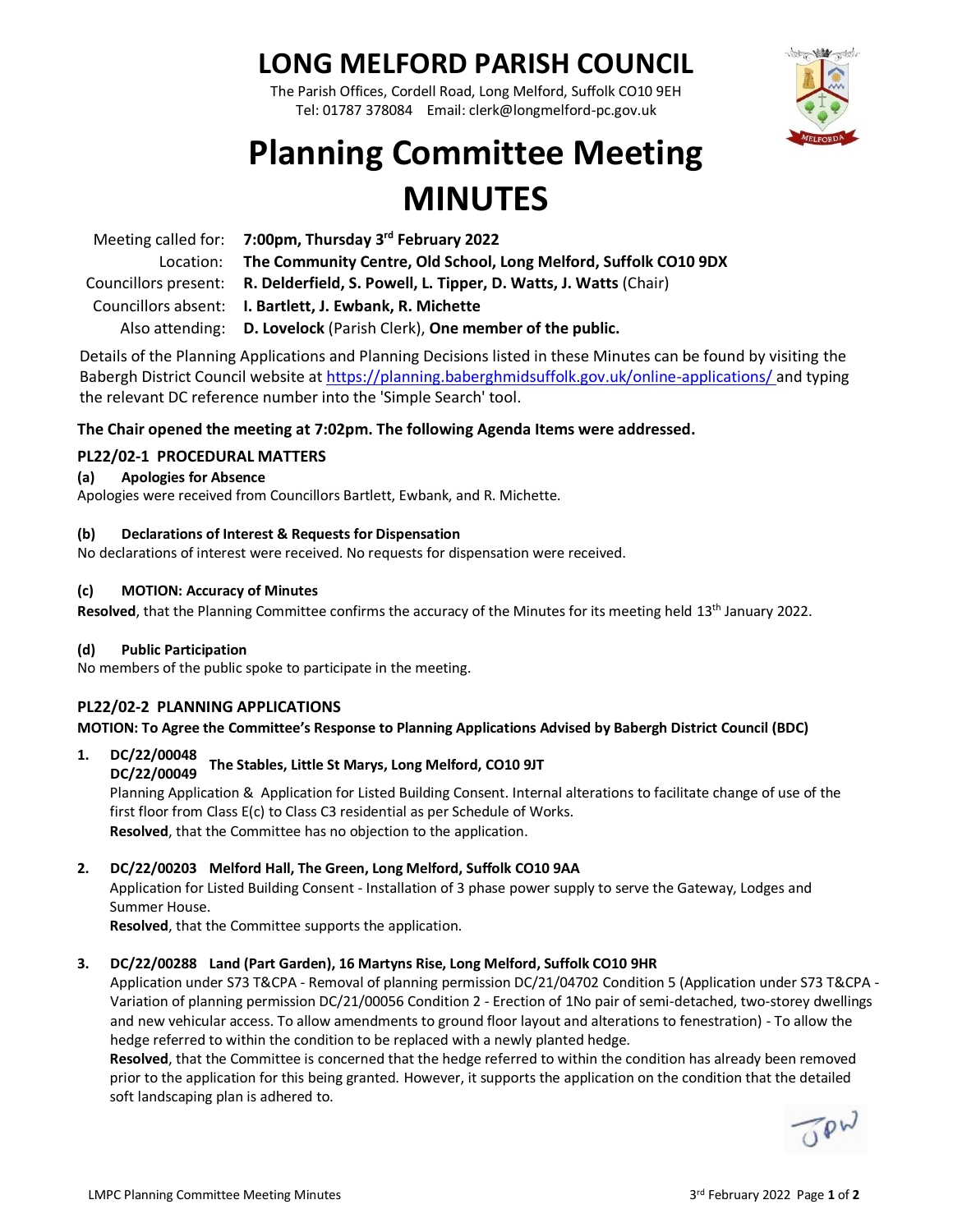# LONG MELFORD PARISH COUNCIL

The Parish Offices, Cordell Road, Long Melford, Suffolk CO10 9EH
Tel: 01787 378084 Email: clerk@longmelford-pc.gov.uk

# Planning Committee Meeting MINUTES

| | |
|---|---|
| Meeting called for: | **7:00pm, Thursday 3rd February 2022** |
| Location: | **The Community Centre, Old School, Long Melford, Suffolk CO10 9DX** |
| Councillors present: | **R. Delderfield, S. Powell, L. Tipper, D. Watts, J. Watts** (Chair) |
| Councillors absent: | **I. Bartlett, J. Ewbank, R. Michette** |
| Also attending: | **D. Lovelock** (Parish Clerk), **One member of the public.** |

Details of the Planning Applications and Planning Decisions listed in these Minutes can be found by visiting the Babergh District Council website at https://planning.baberghmidsuffolk.gov.uk/online-applications/ and typing the relevant DC reference number into the 'Simple Search' tool.

**The Chair opened the meeting at 7:02pm. The following Agenda Items were addressed.**

## PL22/02-1 PROCEDURAL MATTERS

### (a) Apologies for Absence

Apologies were received from Councillors Bartlett, Ewbank, and R. Michette.

### (b) Declarations of Interest & Requests for Dispensation

No declarations of interest were received. No requests for dispensation were received.

### (c) MOTION: Accuracy of Minutes

**Resolved**, that the Planning Committee confirms the accuracy of the Minutes for its meeting held 13th January 2022.

### (d) Public Participation

No members of the public spoke to participate in the meeting.

## PL22/02-2 PLANNING APPLICATIONS

**MOTION: To Agree the Committee's Response to Planning Applications Advised by Babergh District Council (BDC)**

1. **DC/22/00048 DC/22/00049 The Stables, Little St Marys, Long Melford, CO10 9JT**
   Planning Application & Application for Listed Building Consent. Internal alterations to facilitate change of use of the first floor from Class E(c) to Class C3 residential as per Schedule of Works.
   **Resolved**, that the Committee has no objection to the application.

2. **DC/22/00203 Melford Hall, The Green, Long Melford, Suffolk CO10 9AA**
   Application for Listed Building Consent - Installation of 3 phase power supply to serve the Gateway, Lodges and Summer House.
   **Resolved**, that the Committee supports the application.

3. **DC/22/00288 Land (Part Garden), 16 Martyns Rise, Long Melford, Suffolk CO10 9HR**
   Application under S73 T&CPA - Removal of planning permission DC/21/04702 Condition 5 (Application under S73 T&CPA - Variation of planning permission DC/21/00056 Condition 2 - Erection of 1No pair of semi-detached, two-storey dwellings and new vehicular access. To allow amendments to ground floor layout and alterations to fenestration) - To allow the hedge referred to within the condition to be replaced with a newly planted hedge.
   **Resolved**, that the Committee is concerned that the hedge referred to within the condition has already been removed prior to the application for this being granted. However, it supports the application on the condition that the detailed soft landscaping plan is adhered to.

JPW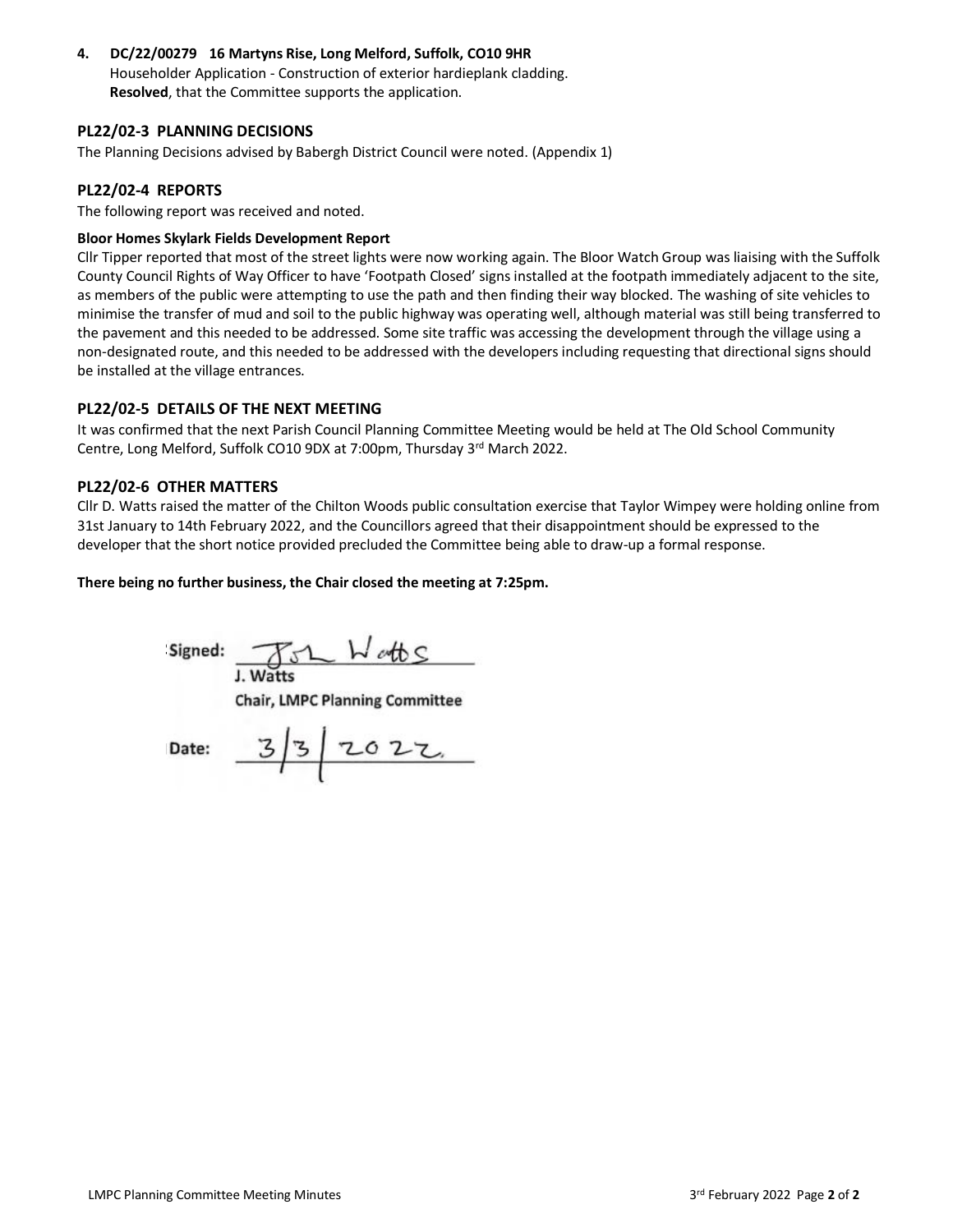**4. DC/22/00279 16 Martyns Rise, Long Melford, Suffolk, CO10 9HR**
Householder Application - Construction of exterior hardieplank cladding.
**Resolved**, that the Committee supports the application.

## PL22/02-3 PLANNING DECISIONS

The Planning Decisions advised by Babergh District Council were noted. (Appendix 1)

## PL22/02-4 REPORTS

The following report was received and noted.

**Bloor Homes Skylark Fields Development Report**

Cllr Tipper reported that most of the street lights were now working again. The Bloor Watch Group was liaising with the Suffolk County Council Rights of Way Officer to have 'Footpath Closed' signs installed at the footpath immediately adjacent to the site, as members of the public were attempting to use the path and then finding their way blocked. The washing of site vehicles to minimise the transfer of mud and soil to the public highway was operating well, although material was still being transferred to the pavement and this needed to be addressed. Some site traffic was accessing the development through the village using a non-designated route, and this needed to be addressed with the developers including requesting that directional signs should be installed at the village entrances.

## PL22/02-5 DETAILS OF THE NEXT MEETING

It was confirmed that the next Parish Council Planning Committee Meeting would be held at The Old School Community Centre, Long Melford, Suffolk CO10 9DX at 7:00pm, Thursday 3rd March 2022.

## PL22/02-6 OTHER MATTERS

Cllr D. Watts raised the matter of the Chilton Woods public consultation exercise that Taylor Wimpey were holding online from 31st January to 14th February 2022, and the Councillors agreed that their disappointment should be expressed to the developer that the short notice provided precluded the Committee being able to draw-up a formal response.

**There being no further business, the Chair closed the meeting at 7:25pm.**

Signed: J. Watts
J. Watts
Chair, LMPC Planning Committee

Date: 3/3/2022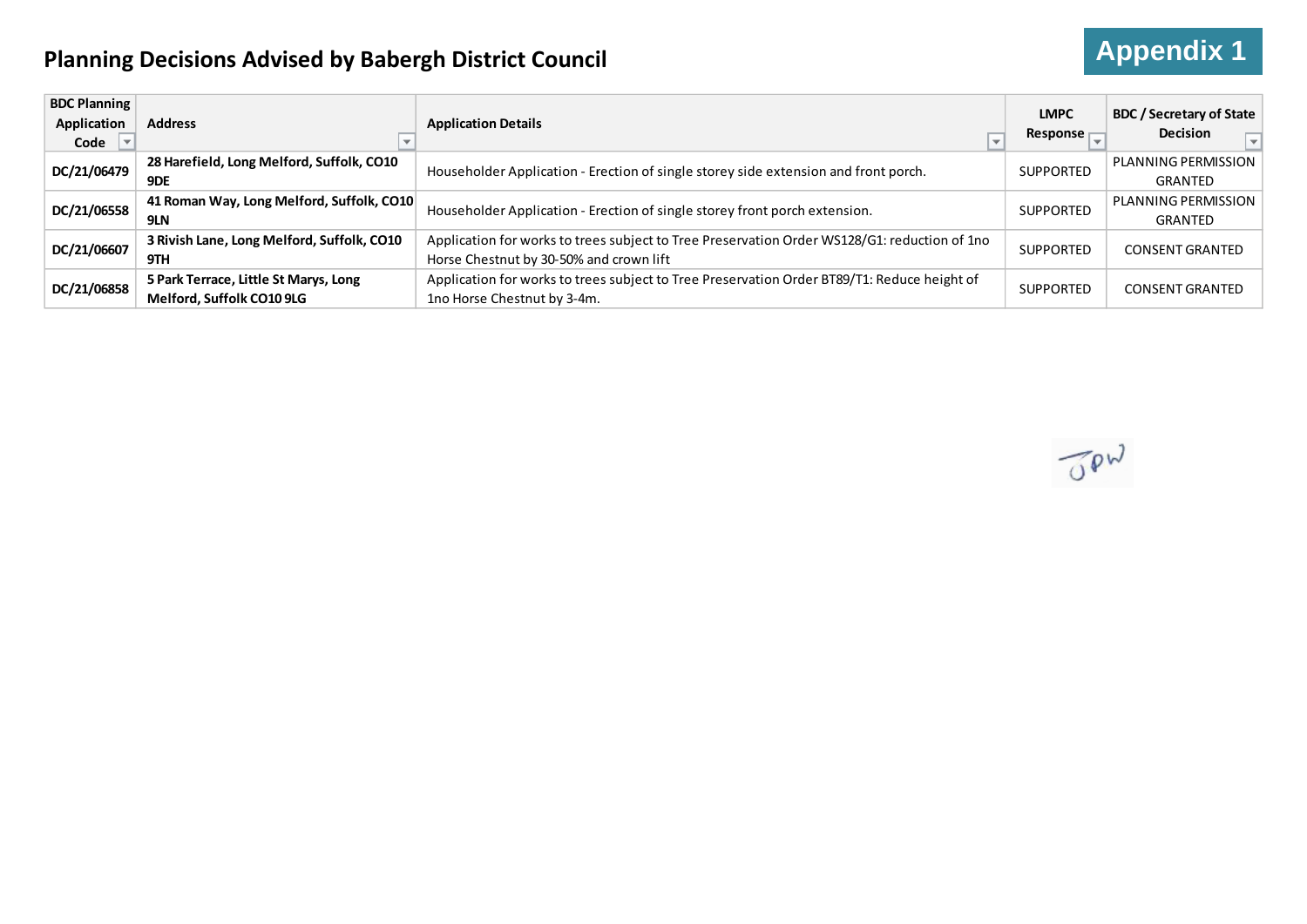# Planning Decisions Advised by Babergh District Council

**Appendix 1**

| BDC Planning Application Code | Address | Application Details | LMPC Response | BDC / Secretary of State Decision |
|---|---|---|---|---|
| **DC/21/06479** | **28 Harefield, Long Melford, Suffolk, CO10 9DE** | Householder Application - Erection of single storey side extension and front porch. | SUPPORTED | PLANNING PERMISSION GRANTED |
| **DC/21/06558** | **41 Roman Way, Long Melford, Suffolk, CO10 9LN** | Householder Application - Erection of single storey front porch extension. | SUPPORTED | PLANNING PERMISSION GRANTED |
| **DC/21/06607** | **3 Rivish Lane, Long Melford, Suffolk, CO10 9TH** | Application for works to trees subject to Tree Preservation Order WS128/G1: reduction of 1no Horse Chestnut by 30-50% and crown lift | SUPPORTED | CONSENT GRANTED |
| **DC/21/06858** | **5 Park Terrace, Little St Marys, Long Melford, Suffolk CO10 9LG** | Application for works to trees subject to Tree Preservation Order BT89/T1: Reduce height of 1no Horse Chestnut by 3-4m. | SUPPORTED | CONSENT GRANTED |

JPW